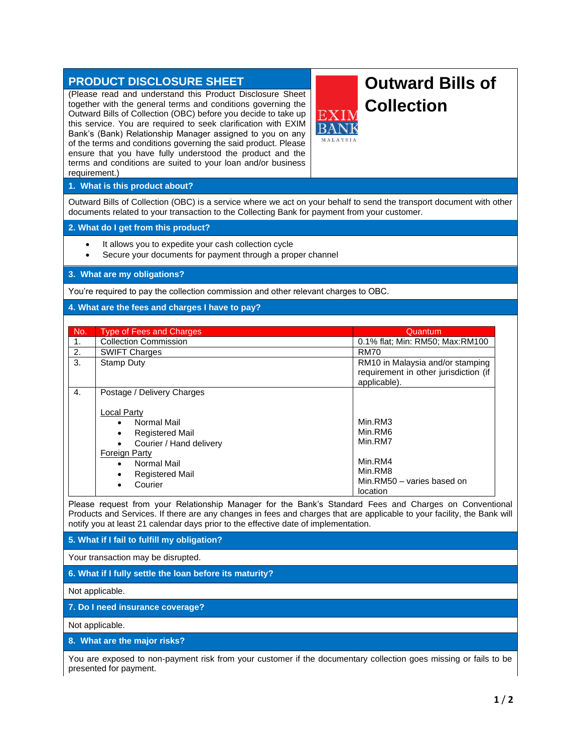# PRODUCT DISCLOSURE SHEET

(Please read and understand this Product Disclosure Sheet together with the general terms and conditions governing the Outward Bills of Collection (OBC) before you decide to take up this service. You are required to seek clarification with EXIM Bank's (Bank) Relationship Manager assigned to you on any of the terms and conditions governing the said product. Please ensure that you have fully understood the product and the terms and conditions are suited to your loan and/or business requirement.)

EXIM BANK MALAYSIA

# Outward Bills of Collection

## 1. What is this product about?

Outward Bills of Collection (OBC) is a service where we act on your behalf to send the transport document with other documents related to your transaction to the Collecting Bank for payment from your customer.

## 2. What do I get from this product?

- It allows you to expedite your cash collection cycle
- Secure your documents for payment through a proper channel

## 3. What are my obligations?

You're required to pay the collection commission and other relevant charges to OBC.

## 4. What are the fees and charges I have to pay?

| No. | Type of Fees and Charges | Quantum |
|---|---|---|
| 1. | Collection Commission | 0.1% flat; Min: RM50; Max:RM100 |
| 2. | SWIFT Charges | RM70 |
| 3. | Stamp Duty | RM10 in Malaysia and/or stamping requirement in other jurisdiction (if applicable). |
| 4. | Postage / Delivery Charges<br><br>Local Party<br>• Normal Mail<br>• Registered Mail<br>• Courier / Hand delivery<br>Foreign Party<br>• Normal Mail<br>• Registered Mail<br>• Courier | <br><br><br>Min.RM3<br>Min.RM6<br>Min.RM7<br><br>Min.RM4<br>Min.RM8<br>Min.RM50 – varies based on location |

Please request from your Relationship Manager for the Bank's Standard Fees and Charges on Conventional Products and Services. If there are any changes in fees and charges that are applicable to your facility, the Bank will notify you at least 21 calendar days prior to the effective date of implementation.

## 5. What if I fail to fulfill my obligation?

Your transaction may be disrupted.

## 6. What if I fully settle the loan before its maturity?

Not applicable.

## 7. Do I need insurance coverage?

Not applicable.

## 8. What are the major risks?

You are exposed to non-payment risk from your customer if the documentary collection goes missing or fails to be presented for payment.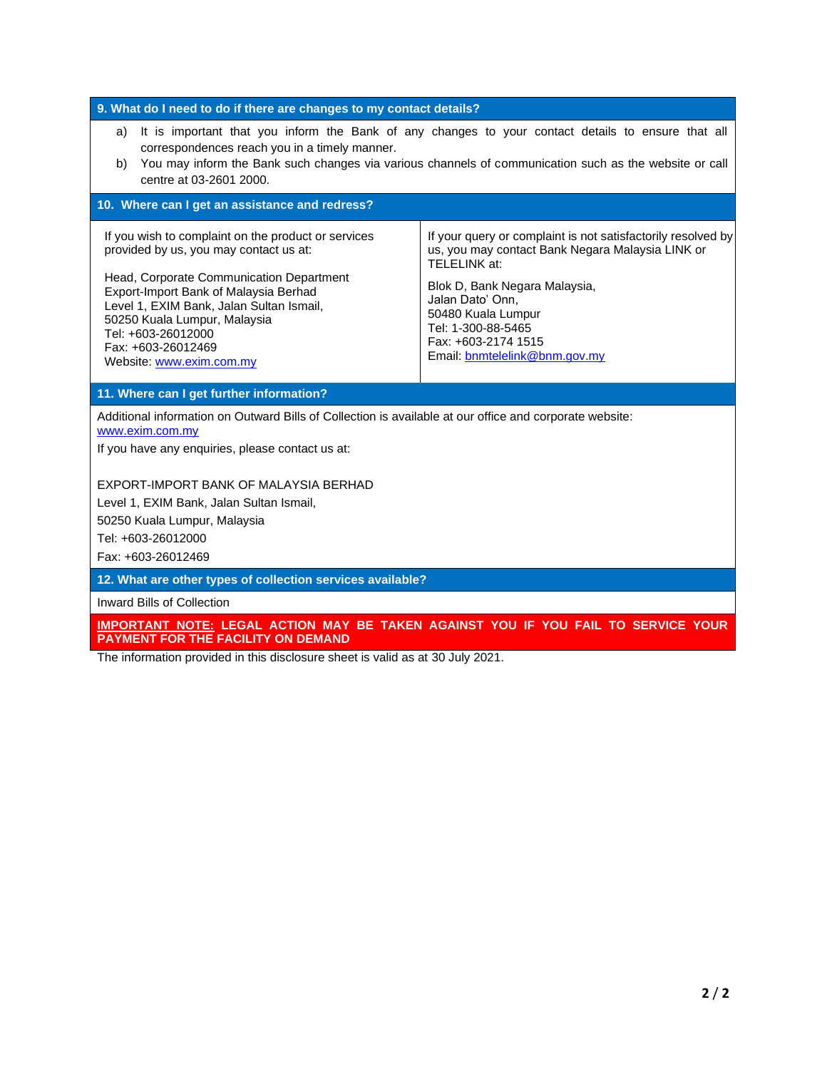### 9. What do I need to do if there are changes to my contact details?

a) It is important that you inform the Bank of any changes to your contact details to ensure that all correspondences reach you in a timely manner.

b) You may inform the Bank such changes via various channels of communication such as the website or call centre at 03-2601 2000.

### 10. Where can I get an assistance and redress?

| | |
|---|---|
| If you wish to complaint on the product or services provided by us, you may contact us at:<br><br>Head, Corporate Communication Department<br>Export-Import Bank of Malaysia Berhad<br>Level 1, EXIM Bank, Jalan Sultan Ismail,<br>50250 Kuala Lumpur, Malaysia<br>Tel: +603-26012000<br>Fax: +603-26012469<br>Website: www.exim.com.my | If your query or complaint is not satisfactorily resolved by us, you may contact Bank Negara Malaysia LINK or TELELINK at:<br><br>Blok D, Bank Negara Malaysia,<br>Jalan Dato' Onn,<br>50480 Kuala Lumpur<br>Tel: 1-300-88-5465<br>Fax: +603-2174 1515<br>Email: bnmtelelink@bnm.gov.my |

### 11. Where can I get further information?

Additional information on Outward Bills of Collection is available at our office and corporate website: www.exim.com.my

If you have any enquiries, please contact us at:

EXPORT-IMPORT BANK OF MALAYSIA BERHAD
Level 1, EXIM Bank, Jalan Sultan Ismail,
50250 Kuala Lumpur, Malaysia
Tel: +603-26012000
Fax: +603-26012469

### 12. What are other types of collection services available?

Inward Bills of Collection

**IMPORTANT NOTE: LEGAL ACTION MAY BE TAKEN AGAINST YOU IF YOU FAIL TO SERVICE YOUR PAYMENT FOR THE FACILITY ON DEMAND**

The information provided in this disclosure sheet is valid as at 30 July 2021.